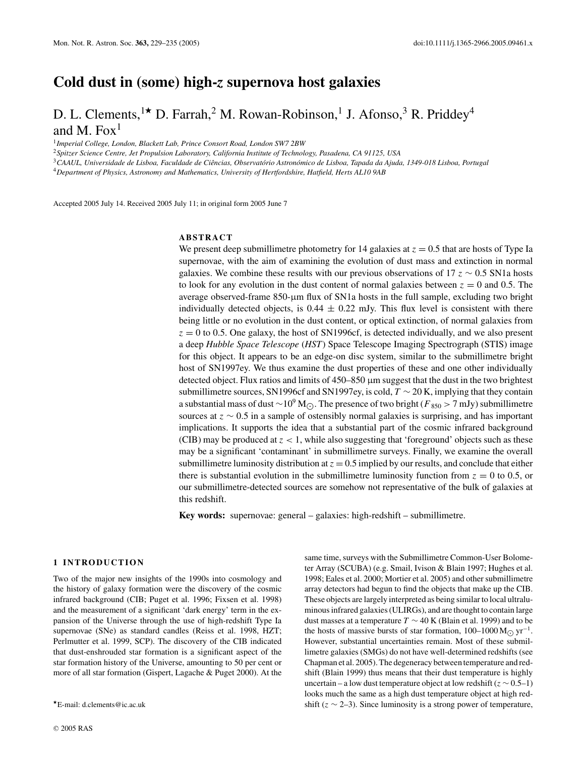# Cold dust in (some) high-$z$ supernova host galaxies

D. L. Clements,[1*] D. Farrah,[2] M. Rowan-Robinson,[1] J. Afonso,[3] R. Priddey[4] and M. Fox[1]

[1]Imperial College, London, Blackett Lab, Prince Consort Road, London SW7 2BW
[2]Spitzer Science Centre, Jet Propulsion Laboratory, California Institute of Technology, Pasadena, CA 91125, USA
[3]CAAUL, Universidade de Lisboa, Faculdade de Ciências, Observatório Astronómico de Lisboa, Tapada da Ajuda, 1349-018 Lisboa, Portugal
[4]Department of Physics, Astronomy and Mathematics, University of Hertfordshire, Hatfield, Herts AL10 9AB

Accepted 2005 July 14. Received 2005 July 11; in original form 2005 June 7

## ABSTRACT

We present deep submillimetre photometry for 14 galaxies at $z = 0.5$ that are hosts of Type Ia supernovae, with the aim of examining the evolution of dust mass and extinction in normal galaxies. We combine these results with our previous observations of 17 $z \sim 0.5$ SN1a hosts to look for any evolution in the dust content of normal galaxies between $z = 0$ and 0.5. The average observed-frame 850-μm flux of SN1a hosts in the full sample, excluding two bright individually detected objects, is $0.44 \pm 0.22$ mJy. This flux level is consistent with there being little or no evolution in the dust content, or optical extinction, of normal galaxies from $z = 0$ to 0.5. One galaxy, the host of SN1996cf, is detected individually, and we also present a deep *Hubble Space Telescope* (*HST*) Space Telescope Imaging Spectrograph (STIS) image for this object. It appears to be an edge-on disc system, similar to the submillimetre bright host of SN1997ey. We thus examine the dust properties of these and one other individually detected object. Flux ratios and limits of 450–850 μm suggest that the dust in the two brightest submillimetre sources, SN1996cf and SN1997ey, is cold, $T \sim 20$ K, implying that they contain a substantial mass of dust $\sim 10^9$ M$_\odot$. The presence of two bright ($F_{850} > 7$ mJy) submillimetre sources at $z \sim 0.5$ in a sample of ostensibly normal galaxies is surprising, and has important implications. It supports the idea that a substantial part of the cosmic infrared background (CIB) may be produced at $z < 1$, while also suggesting that 'foreground' objects such as these may be a significant 'contaminant' in submillimetre surveys. Finally, we examine the overall submillimetre luminosity distribution at $z = 0.5$ implied by our results, and conclude that either there is substantial evolution in the submillimetre luminosity function from $z = 0$ to 0.5, or our submillimetre-detected sources are somehow not representative of the bulk of galaxies at this redshift.

**Key words:** supernovae: general – galaxies: high-redshift – submillimetre.

## 1 INTRODUCTION

Two of the major new insights of the 1990s into cosmology and the history of galaxy formation were the discovery of the cosmic infrared background (CIB; Puget et al. 1996; Fixsen et al. 1998) and the measurement of a significant 'dark energy' term in the expansion of the Universe through the use of high-redshift Type Ia supernovae (SNe) as standard candles (Reiss et al. 1998, HZT; Perlmutter et al. 1999, SCP). The discovery of the CIB indicated that dust-enshrouded star formation is a significant aspect of the star formation history of the Universe, amounting to 50 per cent or more of all star formation (Gispert, Lagache & Puget 2000). At the same time, surveys with the Submillimetre Common-User Bolometer Array (SCUBA) (e.g. Smail, Ivison & Blain 1997; Hughes et al. 1998; Eales et al. 2000; Mortier et al. 2005) and other submillimetre array detectors had begun to find the objects that make up the CIB. These objects are largely interpreted as being similar to local ultraluminous infrared galaxies (ULIRGs), and are thought to contain large dust masses at a temperature $T \sim 40$ K (Blain et al. 1999) and to be the hosts of massive bursts of star formation, 100–1000 M$_\odot$ yr$^{-1}$. However, substantial uncertainties remain. Most of these submillimetre galaxies (SMGs) do not have well-determined redshifts (see Chapman et al. 2005). The degeneracy between temperature and redshift (Blain 1999) thus means that their dust temperature is highly uncertain – a low dust temperature object at low redshift ($z \sim 0.5$–1) looks much the same as a high dust temperature object at high redshift ($z \sim 2$–3). Since luminosity is a strong power of temperature,

*E-mail: d.clements@ic.ac.uk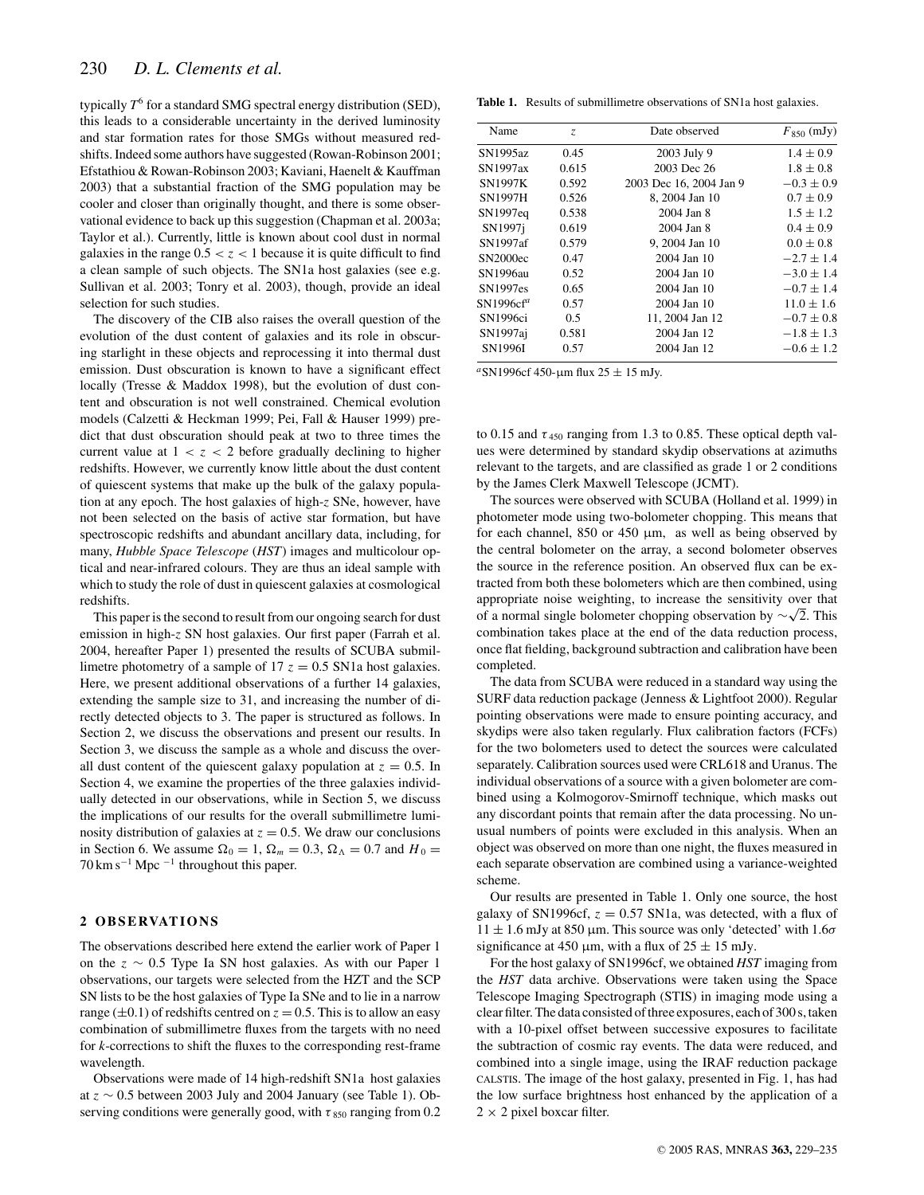typically $T^6$ for a standard SMG spectral energy distribution (SED), this leads to a considerable uncertainty in the derived luminosity and star formation rates for those SMGs without measured redshifts. Indeed some authors have suggested (Rowan-Robinson 2001; Efstathiou & Rowan-Robinson 2003; Kaviani, Haenelt & Kauffman 2003) that a substantial fraction of the SMG population may be cooler and closer than originally thought, and there is some observational evidence to back up this suggestion (Chapman et al. 2003a; Taylor et al.). Currently, little is known about cool dust in normal galaxies in the range $0.5 < z < 1$ because it is quite difficult to find a clean sample of such objects. The SN1a host galaxies (see e.g. Sullivan et al. 2003; Tonry et al. 2003), though, provide an ideal selection for such studies.

The discovery of the CIB also raises the overall question of the evolution of the dust content of galaxies and its role in obscuring starlight in these objects and reprocessing it into thermal dust emission. Dust obscuration is known to have a significant effect locally (Tresse & Maddox 1998), but the evolution of dust content and obscuration is not well constrained. Chemical evolution models (Calzetti & Heckman 1999; Pei, Fall & Hauser 1999) predict that dust obscuration should peak at two to three times the current value at $1 < z < 2$ before gradually declining to higher redshifts. However, we currently know little about the dust content of quiescent systems that make up the bulk of the galaxy population at any epoch. The host galaxies of high-$z$ SNe, however, have not been selected on the basis of active star formation, but have spectroscopic redshifts and abundant ancillary data, including, for many, *Hubble Space Telescope* (*HST*) images and multicolour optical and near-infrared colours. They are thus an ideal sample with which to study the role of dust in quiescent galaxies at cosmological redshifts.

This paper is the second to result from our ongoing search for dust emission in high-$z$ SN host galaxies. Our first paper (Farrah et al. 2004, hereafter Paper 1) presented the results of SCUBA submillimetre photometry of a sample of 17 $z = 0.5$ SN1a host galaxies. Here, we present additional observations of a further 14 galaxies, extending the sample size to 31, and increasing the number of directly detected objects to 3. The paper is structured as follows. In Section 2, we discuss the observations and present our results. In Section 3, we discuss the sample as a whole and discuss the overall dust content of the quiescent galaxy population at $z = 0.5$. In Section 4, we examine the properties of the three galaxies individually detected in our observations, while in Section 5, we discuss the implications of our results for the overall submillimetre luminosity distribution of galaxies at $z = 0.5$. We draw our conclusions in Section 6. We assume $\Omega_0 = 1$, $\Omega_m = 0.3$, $\Omega_\Lambda = 0.7$ and $H_0 = 70\,\mathrm{km\,s^{-1}\,Mpc^{-1}}$ throughout this paper.

## 2 OBSERVATIONS

The observations described here extend the earlier work of Paper 1 on the $z \sim 0.5$ Type Ia SN host galaxies. As with our Paper 1 observations, our targets were selected from the HZT and the SCP SN lists to be the host galaxies of Type Ia SNe and to lie in a narrow range ($\pm 0.1$) of redshifts centred on $z = 0.5$. This is to allow an easy combination of submillimetre fluxes from the targets with no need for $k$-corrections to shift the fluxes to the corresponding rest-frame wavelength.

Observations were made of 14 high-redshift SN1a host galaxies at $z \sim 0.5$ between 2003 July and 2004 January (see Table 1). Observing conditions were generally good, with $\tau_{850}$ ranging from 0.2 to 0.15 and $\tau_{450}$ ranging from 1.3 to 0.85. These optical depth values were determined by standard skydip observations at azimuths relevant to the targets, and are classified as grade 1 or 2 conditions by the James Clerk Maxwell Telescope (JCMT).

**Table 1.** Results of submillimetre observations of SN1a host galaxies.

| Name | $z$ | Date observed | $F_{850}$ (mJy) |
|---|---|---|---|
| SN1995az | 0.45 | 2003 July 9 | $1.4 \pm 0.9$ |
| SN1997ax | 0.615 | 2003 Dec 26 | $1.8 \pm 0.8$ |
| SN1997K | 0.592 | 2003 Dec 16, 2004 Jan 9 | $-0.3 \pm 0.9$ |
| SN1997H | 0.526 | 8, 2004 Jan 10 | $0.7 \pm 0.9$ |
| SN1997eq | 0.538 | 2004 Jan 8 | $1.5 \pm 1.2$ |
| SN1997j | 0.619 | 2004 Jan 8 | $0.4 \pm 0.9$ |
| SN1997af | 0.579 | 9, 2004 Jan 10 | $0.0 \pm 0.8$ |
| SN2000ec | 0.47 | 2004 Jan 10 | $-2.7 \pm 1.4$ |
| SN1996au | 0.52 | 2004 Jan 10 | $-3.0 \pm 1.4$ |
| SN1997es | 0.65 | 2004 Jan 10 | $-0.7 \pm 1.4$ |
| SN1996cf[a] | 0.57 | 2004 Jan 10 | $11.0 \pm 1.6$ |
| SN1996ci | 0.5 | 11, 2004 Jan 12 | $-0.7 \pm 0.8$ |
| SN1997aj | 0.581 | 2004 Jan 12 | $-1.8 \pm 1.3$ |
| SN1996I | 0.57 | 2004 Jan 12 | $-0.6 \pm 1.2$ |

[a]SN1996cf 450-μm flux $25 \pm 15$ mJy.

The sources were observed with SCUBA (Holland et al. 1999) in photometer mode using two-bolometer chopping. This means that for each channel, 850 or 450 μm, as well as being observed by the central bolometer on the array, a second bolometer observes the source in the reference position. An observed flux can be extracted from both these bolometers which are then combined, using appropriate noise weighting, to increase the sensitivity over that of a normal single bolometer chopping observation by $\sim\sqrt{2}$. This combination takes place at the end of the data reduction process, once flat fielding, background subtraction and calibration have been completed.

The data from SCUBA were reduced in a standard way using the SURF data reduction package (Jenness & Lightfoot 2000). Regular pointing observations were made to ensure pointing accuracy, and skydips were also taken regularly. Flux calibration factors (FCFs) for the two bolometers used to detect the sources were calculated separately. Calibration sources used were CRL618 and Uranus. The individual observations of a source with a given bolometer are combined using a Kolmogorov-Smirnoff technique, which masks out any discordant points that remain after the data processing. No unusual numbers of points were excluded in this analysis. When an object was observed on more than one night, the fluxes measured in each separate observation are combined using a variance-weighted scheme.

Our results are presented in Table 1. Only one source, the host galaxy of SN1996cf, $z = 0.57$ SN1a, was detected, with a flux of $11 \pm 1.6$ mJy at 850 μm. This source was only 'detected' with $1.6\sigma$ significance at 450 μm, with a flux of $25 \pm 15$ mJy.

For the host galaxy of SN1996cf, we obtained *HST* imaging from the *HST* data archive. Observations were taken using the Space Telescope Imaging Spectrograph (STIS) in imaging mode using a clear filter. The data consisted of three exposures, each of 300 s, taken with a 10-pixel offset between successive exposures to facilitate the subtraction of cosmic ray events. The data were reduced, and combined into a single image, using the IRAF reduction package CALSTIS. The image of the host galaxy, presented in Fig. 1, has had the low surface brightness host enhanced by the application of a $2 \times 2$ pixel boxcar filter.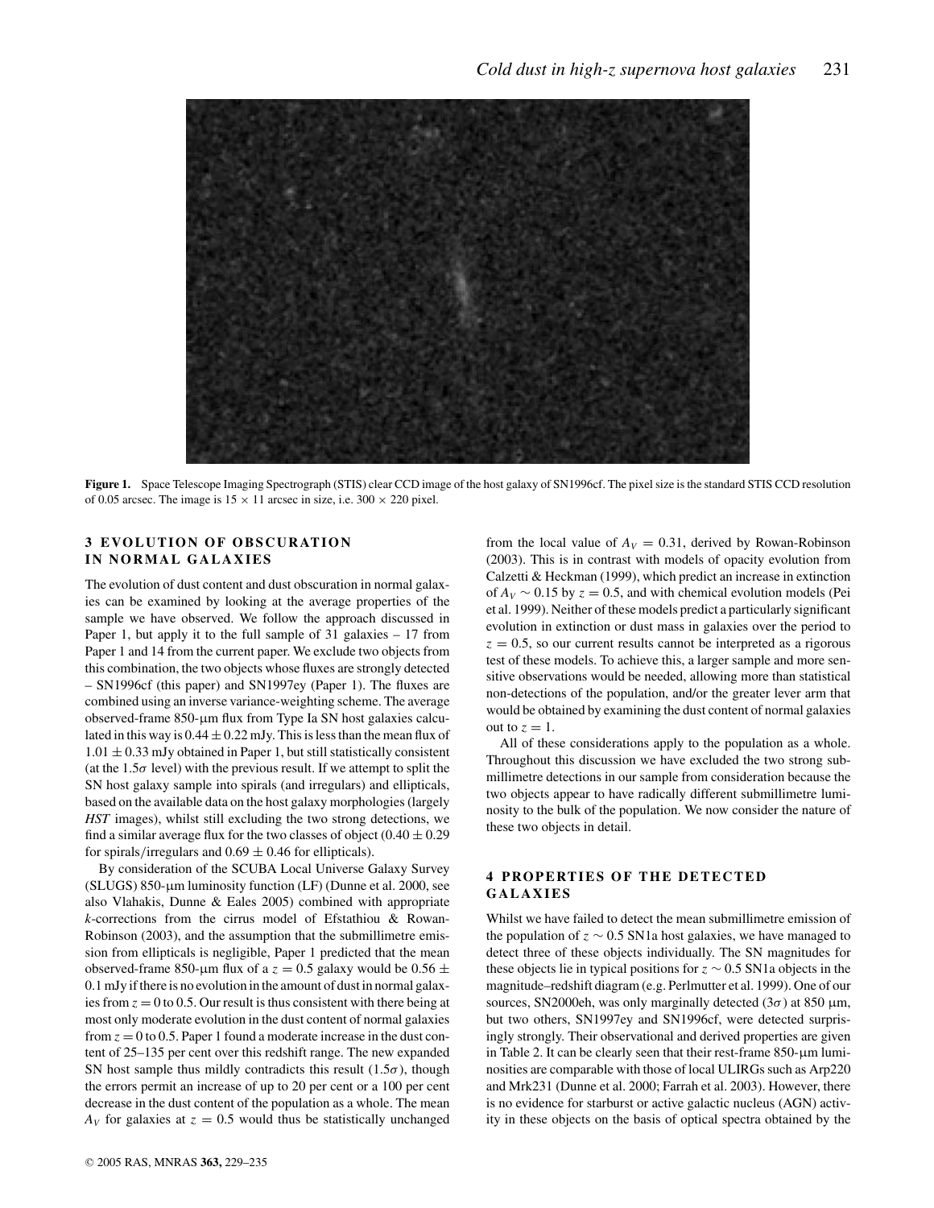**Figure 1.** Space Telescope Imaging Spectrograph (STIS) clear CCD image of the host galaxy of SN1996cf. The pixel size is the standard STIS CCD resolution of 0.05 arcsec. The image is 15 × 11 arcsec in size, i.e. 300 × 220 pixel.

## 3 EVOLUTION OF OBSCURATION IN NORMAL GALAXIES

The evolution of dust content and dust obscuration in normal galaxies can be examined by looking at the average properties of the sample we have observed. We follow the approach discussed in Paper 1, but apply it to the full sample of 31 galaxies – 17 from Paper 1 and 14 from the current paper. We exclude two objects from this combination, the two objects whose fluxes are strongly detected – SN1996cf (this paper) and SN1997ey (Paper 1). The fluxes are combined using an inverse variance-weighting scheme. The average observed-frame 850-μm flux from Type Ia SN host galaxies calculated in this way is $0.44 \pm 0.22$ mJy. This is less than the mean flux of $1.01 \pm 0.33$ mJy obtained in Paper 1, but still statistically consistent (at the $1.5\sigma$ level) with the previous result. If we attempt to split the SN host galaxy sample into spirals (and irregulars) and ellipticals, based on the available data on the host galaxy morphologies (largely *HST* images), whilst still excluding the two strong detections, we find a similar average flux for the two classes of object ($0.40 \pm 0.29$ for spirals/irregulars and $0.69 \pm 0.46$ for ellipticals).

By consideration of the SCUBA Local Universe Galaxy Survey (SLUGS) 850-μm luminosity function (LF) (Dunne et al. 2000, see also Vlahakis, Dunne & Eales 2005) combined with appropriate $k$-corrections from the cirrus model of Efstathiou & Rowan-Robinson (2003), and the assumption that the submillimetre emission from ellipticals is negligible, Paper 1 predicted that the mean observed-frame 850-μm flux of a $z = 0.5$ galaxy would be $0.56 \pm 0.1$ mJy if there is no evolution in the amount of dust in normal galaxies from $z = 0$ to 0.5. Our result is thus consistent with there being at most only moderate evolution in the dust content of normal galaxies from $z = 0$ to 0.5. Paper 1 found a moderate increase in the dust content of 25–135 per cent over this redshift range. The new expanded SN host sample thus mildly contradicts this result ($1.5\sigma$), though the errors permit an increase of up to 20 per cent or a 100 per cent decrease in the dust content of the population as a whole. The mean $A_V$ for galaxies at $z = 0.5$ would thus be statistically unchanged from the local value of $A_V = 0.31$, derived by Rowan-Robinson (2003). This is in contrast with models of opacity evolution from Calzetti & Heckman (1999), which predict an increase in extinction of $A_V \sim 0.15$ by $z = 0.5$, and with chemical evolution models (Pei et al. 1999). Neither of these models predict a particularly significant evolution in extinction or dust mass in galaxies over the period to $z = 0.5$, so our current results cannot be interpreted as a rigorous test of these models. To achieve this, a larger sample and more sensitive observations would be needed, allowing more than statistical non-detections of the population, and/or the greater lever arm that would be obtained by examining the dust content of normal galaxies out to $z = 1$.

All of these considerations apply to the population as a whole. Throughout this discussion we have excluded the two strong submillimetre detections in our sample from consideration because the two objects appear to have radically different submillimetre luminosity to the bulk of the population. We now consider the nature of these two objects in detail.

## 4 PROPERTIES OF THE DETECTED GALAXIES

Whilst we have failed to detect the mean submillimetre emission of the population of $z \sim 0.5$ SN1a host galaxies, we have managed to detect three of these objects individually. The SN magnitudes for these objects lie in typical positions for $z \sim 0.5$ SN1a objects in the magnitude–redshift diagram (e.g. Perlmutter et al. 1999). One of our sources, SN2000eh, was only marginally detected ($3\sigma$) at 850 μm, but two others, SN1997ey and SN1996cf, were detected surprisingly strongly. Their observational and derived properties are given in Table 2. It can be clearly seen that their rest-frame 850-μm luminosities are comparable with those of local ULIRGs such as Arp220 and Mrk231 (Dunne et al. 2000; Farrah et al. 2003). However, there is no evidence for starburst or active galactic nucleus (AGN) activity in these objects on the basis of optical spectra obtained by the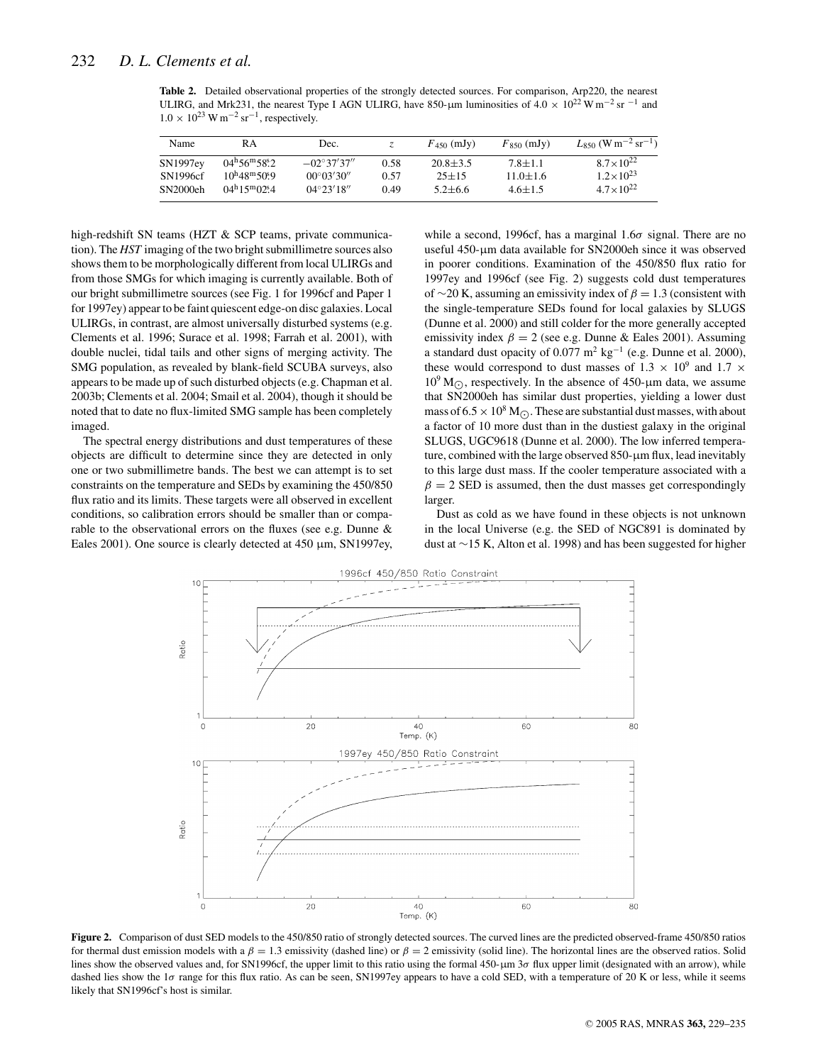**Table 2.** Detailed observational properties of the strongly detected sources. For comparison, Arp220, the nearest ULIRG, and Mrk231, the nearest Type I AGN ULIRG, have 850-μm luminosities of $4.0 \times 10^{22}$ W m$^{-2}$ sr$^{-1}$ and $1.0 \times 10^{23}$ W m$^{-2}$ sr$^{-1}$, respectively.

| Name | RA | Dec. | $z$ | $F_{450}$ (mJy) | $F_{850}$ (mJy) | $L_{850}$ (W m$^{-2}$ sr$^{-1}$) |
|---|---|---|---|---|---|---|
| SN1997ey | 04$^h$56$^m$58$^s$.2 | −02°37′37″ | 0.58 | 20.8±3.5 | 7.8±1.1 | $8.7\times10^{22}$ |
| SN1996cf | 10$^h$48$^m$50$^s$.9 | 00°03′30″ | 0.57 | 25±15 | 11.0±1.6 | $1.2\times10^{23}$ |
| SN2000eh | 04$^h$15$^m$02$^s$.4 | 04°23′18″ | 0.49 | 5.2±6.6 | 4.6±1.5 | $4.7\times10^{22}$ |

high-redshift SN teams (HZT & SCP teams, private communication). The *HST* imaging of the two bright submillimetre sources also shows them to be morphologically different from local ULIRGs and from those SMGs for which imaging is currently available. Both of our bright submillimetre sources (see Fig. 1 for 1996cf and Paper 1 for 1997ey) appear to be faint quiescent edge-on disc galaxies. Local ULIRGs, in contrast, are almost universally disturbed systems (e.g. Clements et al. 1996; Surace et al. 1998; Farrah et al. 2001), with double nuclei, tidal tails and other signs of merging activity. The SMG population, as revealed by blank-field SCUBA surveys, also appears to be made up of such disturbed objects (e.g. Chapman et al. 2003b; Clements et al. 2004; Smail et al. 2004), though it should be noted that to date no flux-limited SMG sample has been completely imaged.

The spectral energy distributions and dust temperatures of these objects are difficult to determine since they are detected in only one or two submillimetre bands. The best we can attempt is to set constraints on the temperature and SEDs by examining the 450/850 flux ratio and its limits. These targets were all observed in excellent conditions, so calibration errors should be smaller than or comparable to the observational errors on the fluxes (see e.g. Dunne & Eales 2001). One source is clearly detected at 450 μm, SN1997ey, while a second, 1996cf, has a marginal 1.6$\sigma$ signal. There are no useful 450-μm data available for SN2000eh since it was observed in poorer conditions. Examination of the 450/850 flux ratio for 1997ey and 1996cf (see Fig. 2) suggests cold dust temperatures of ~20 K, assuming an emissivity index of $\beta = 1.3$ (consistent with the single-temperature SEDs found for local galaxies by SLUGS (Dunne et al. 2000) and still colder for the more generally accepted emissivity index $\beta = 2$ (see e.g. Dunne & Eales 2001). Assuming a standard dust opacity of 0.077 m$^2$ kg$^{-1}$ (e.g. Dunne et al. 2000), these would correspond to dust masses of $1.3 \times 10^9$ and $1.7 \times 10^9$ M$_\odot$, respectively. In the absence of 450-μm data, we assume that SN2000eh has similar dust properties, yielding a lower dust mass of $6.5 \times 10^8$ M$_\odot$. These are substantial dust masses, with about a factor of 10 more dust than in the dustiest galaxy in the original SLUGS, UGC9618 (Dunne et al. 2000). The low inferred temperature, combined with the large observed 850-μm flux, lead inevitably to this large dust mass. If the cooler temperature associated with a $\beta = 2$ SED is assumed, then the dust masses get correspondingly larger.

Dust as cold as we have found in these objects is not unknown in the local Universe (e.g. the SED of NGC891 is dominated by dust at ~15 K, Alton et al. 1998) and has been suggested for higher

**Figure 2.** Comparison of dust SED models to the 450/850 ratio of strongly detected sources. The curved lines are the predicted observed-frame 450/850 ratios for thermal dust emission models with a $\beta = 1.3$ emissivity (dashed line) or $\beta = 2$ emissivity (solid line). The horizontal lines are the observed ratios. Solid lines show the observed values and, for SN1996cf, the upper limit to this ratio using the formal 450-μm 3$\sigma$ flux upper limit (designated with an arrow), while dashed lies show the 1$\sigma$ range for this flux ratio. As can be seen, SN1997ey appears to have a cold SED, with a temperature of 20 K or less, while it seems likely that SN1996cf's host is similar.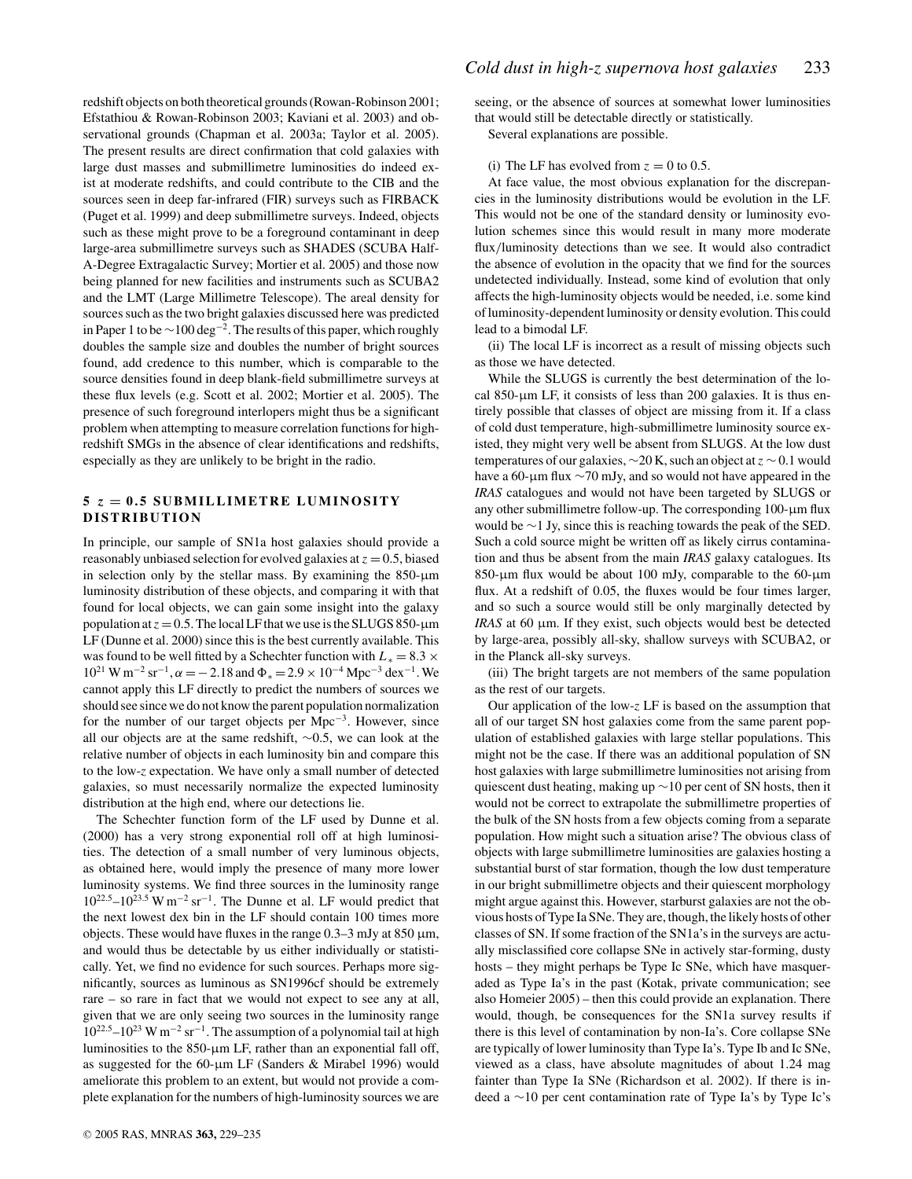redshift objects on both theoretical grounds (Rowan-Robinson 2001; Efstathiou & Rowan-Robinson 2003; Kaviani et al. 2003) and observational grounds (Chapman et al. 2003a; Taylor et al. 2005). The present results are direct confirmation that cold galaxies with large dust masses and submillimetre luminosities do indeed exist at moderate redshifts, and could contribute to the CIB and the sources seen in deep far-infrared (FIR) surveys such as FIRBACK (Puget et al. 1999) and deep submillimetre surveys. Indeed, objects such as these might prove to be a foreground contaminant in deep large-area submillimetre surveys such as SHADES (SCUBA Half-A-Degree Extragalactic Survey; Mortier et al. 2005) and those now being planned for new facilities and instruments such as SCUBA2 and the LMT (Large Millimetre Telescope). The areal density for sources such as the two bright galaxies discussed here was predicted in Paper 1 to be $\sim 100\,\mathrm{deg}^{-2}$. The results of this paper, which roughly doubles the sample size and doubles the number of bright sources found, add credence to this number, which is comparable to the source densities found in deep blank-field submillimetre surveys at these flux levels (e.g. Scott et al. 2002; Mortier et al. 2005). The presence of such foreground interlopers might thus be a significant problem when attempting to measure correlation functions for high-redshift SMGs in the absence of clear identifications and redshifts, especially as they are unlikely to be bright in the radio.

## 5 $z = 0.5$ SUBMILLIMETRE LUMINOSITY DISTRIBUTION

In principle, our sample of SN1a host galaxies should provide a reasonably unbiased selection for evolved galaxies at $z = 0.5$, biased in selection only by the stellar mass. By examining the 850-μm luminosity distribution of these objects, and comparing it with that found for local objects, we can gain some insight into the galaxy population at $z = 0.5$. The local LF that we use is the SLUGS 850-μm LF (Dunne et al. 2000) since this is the best currently available. This was found to be well fitted by a Schechter function with $L_* = 8.3 \times 10^{21}\,\mathrm{W\,m^{-2}\,sr^{-1}}$, $\alpha = -2.18$ and $\Phi_* = 2.9 \times 10^{-4}\,\mathrm{Mpc^{-3}\,dex^{-1}}$. We cannot apply this LF directly to predict the numbers of sources we should see since we do not know the parent population normalization for the number of our target objects per $\mathrm{Mpc}^{-3}$. However, since all our objects are at the same redshift, $\sim 0.5$, we can look at the relative number of objects in each luminosity bin and compare this to the low-$z$ expectation. We have only a small number of detected galaxies, so must necessarily normalize the expected luminosity distribution at the high end, where our detections lie.

The Schechter function form of the LF used by Dunne et al. (2000) has a very strong exponential roll off at high luminosities. The detection of a small number of very luminous objects, as obtained here, would imply the presence of many more lower luminosity systems. We find three sources in the luminosity range $10^{22.5}$–$10^{23.5}\,\mathrm{W\,m^{-2}\,sr^{-1}}$. The Dunne et al. LF would predict that the next lowest dex bin in the LF should contain 100 times more objects. These would have fluxes in the range 0.3–3 mJy at 850 μm, and would thus be detectable by us either individually or statistically. Yet, we find no evidence for such sources. Perhaps more significantly, sources as luminous as SN1996cf should be extremely rare – so rare in fact that we would not expect to see any at all, given that we are only seeing two sources in the luminosity range $10^{22.5}$–$10^{23}\,\mathrm{W\,m^{-2}\,sr^{-1}}$. The assumption of a polynomial tail at high luminosities to the 850-μm LF, rather than an exponential fall off, as suggested for the 60-μm LF (Sanders & Mirabel 1996) would ameliorate this problem to an extent, but would not provide a complete explanation for the numbers of high-luminosity sources we are seeing, or the absence of sources at somewhat lower luminosities that would still be detectable directly or statistically.

Several explanations are possible.

(i) The LF has evolved from $z = 0$ to 0.5.

At face value, the most obvious explanation for the discrepancies in the luminosity distributions would be evolution in the LF. This would not be one of the standard density or luminosity evolution schemes since this would result in many more moderate flux/luminosity detections than we see. It would also contradict the absence of evolution in the opacity that we find for the sources undetected individually. Instead, some kind of evolution that only affects the high-luminosity objects would be needed, i.e. some kind of luminosity-dependent luminosity or density evolution. This could lead to a bimodal LF.

(ii) The local LF is incorrect as a result of missing objects such as those we have detected.

While the SLUGS is currently the best determination of the local 850-μm LF, it consists of less than 200 galaxies. It is thus entirely possible that classes of object are missing from it. If a class of cold dust temperature, high-submillimetre luminosity source existed, they might very well be absent from SLUGS. At the low dust temperatures of our galaxies, $\sim$20 K, such an object at $z \sim 0.1$ would have a 60-μm flux $\sim$70 mJy, and so would not have appeared in the *IRAS* catalogues and would not have been targeted by SLUGS or any other submillimetre follow-up. The corresponding 100-μm flux would be $\sim$1 Jy, since this is reaching towards the peak of the SED. Such a cold source might be written off as likely cirrus contamination and thus be absent from the main *IRAS* galaxy catalogues. Its 850-μm flux would be about 100 mJy, comparable to the 60-μm flux. At a redshift of 0.05, the fluxes would be four times larger, and so such a source would still be only marginally detected by *IRAS* at 60 μm. If they exist, such objects would best be detected by large-area, possibly all-sky, shallow surveys with SCUBA2, or in the Planck all-sky surveys.

(iii) The bright targets are not members of the same population as the rest of our targets.

Our application of the low-$z$ LF is based on the assumption that all of our target SN host galaxies come from the same parent population of established galaxies with large stellar populations. This might not be the case. If there was an additional population of SN host galaxies with large submillimetre luminosities not arising from quiescent dust heating, making up $\sim$10 per cent of SN hosts, then it would not be correct to extrapolate the submillimetre properties of the bulk of the SN hosts from a few objects coming from a separate population. How might such a situation arise? The obvious class of objects with large submillimetre luminosities are galaxies hosting a substantial burst of star formation, though the low dust temperature in our bright submillimetre objects and their quiescent morphology might argue against this. However, starburst galaxies are not the obvious hosts of Type Ia SNe. They are, though, the likely hosts of other classes of SN. If some fraction of the SN1a's in the surveys are actually misclassified core collapse SNe in actively star-forming, dusty hosts – they might perhaps be Type Ic SNe, which have masqueraded as Type Ia's in the past (Kotak, private communication; see also Homeier 2005) – then this could provide an explanation. There would, though, be consequences for the SN1a survey results if there is this level of contamination by non-Ia's. Core collapse SNe are typically of lower luminosity than Type Ia's. Type Ib and Ic SNe, viewed as a class, have absolute magnitudes of about 1.24 mag fainter than Type Ia SNe (Richardson et al. 2002). If there is indeed a $\sim$10 per cent contamination rate of Type Ia's by Type Ic's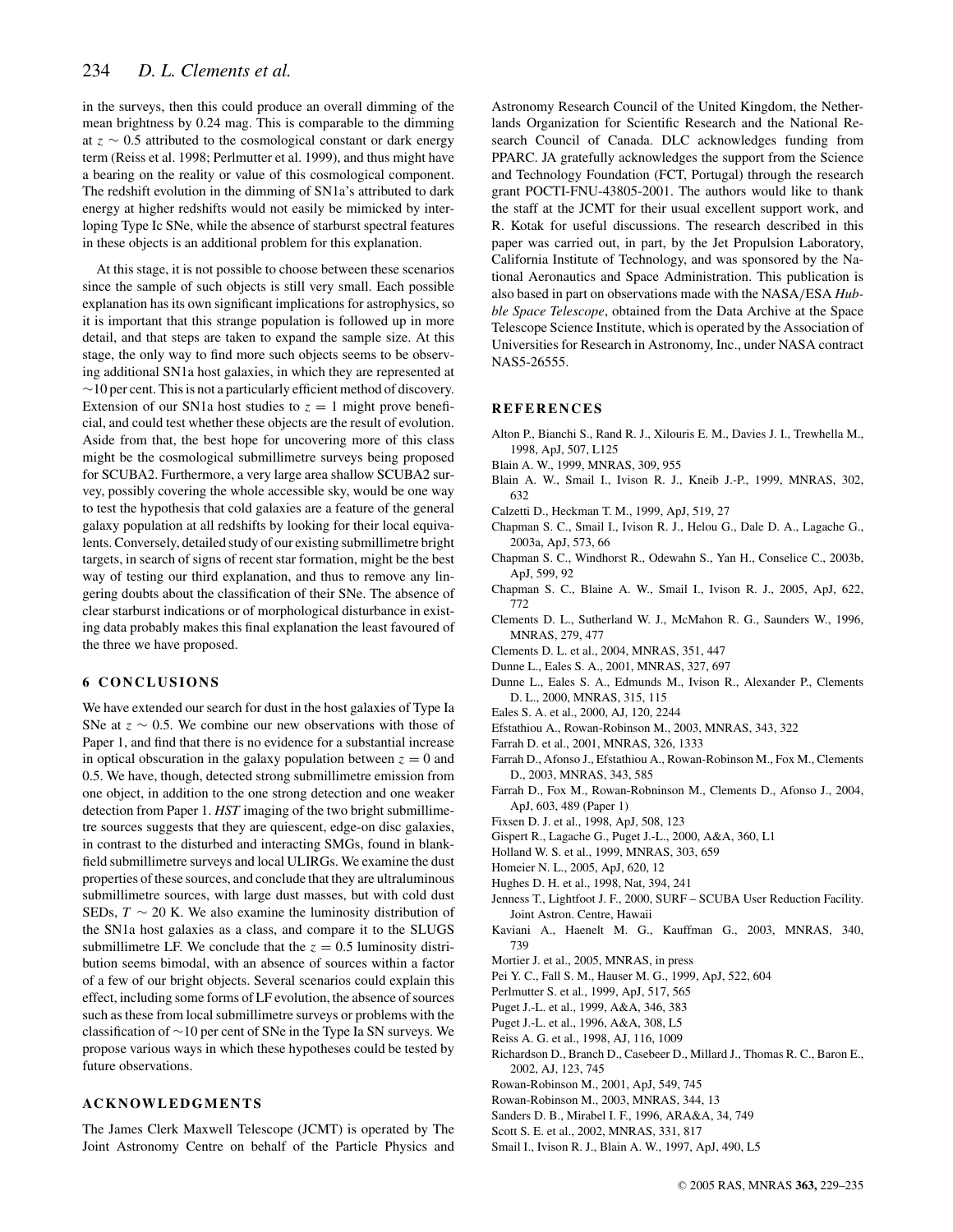in the surveys, then this could produce an overall dimming of the mean brightness by 0.24 mag. This is comparable to the dimming at $z \sim 0.5$ attributed to the cosmological constant or dark energy term (Reiss et al. 1998; Perlmutter et al. 1999), and thus might have a bearing on the reality or value of this cosmological component. The redshift evolution in the dimming of SN1a's attributed to dark energy at higher redshifts would not easily be mimicked by interloping Type Ic SNe, while the absence of starburst spectral features in these objects is an additional problem for this explanation.

At this stage, it is not possible to choose between these scenarios since the sample of such objects is still very small. Each possible explanation has its own significant implications for astrophysics, so it is important that this strange population is followed up in more detail, and that steps are taken to expand the sample size. At this stage, the only way to find more such objects seems to be observing additional SN1a host galaxies, in which they are represented at $\sim$10 per cent. This is not a particularly efficient method of discovery. Extension of our SN1a host studies to $z = 1$ might prove beneficial, and could test whether these objects are the result of evolution. Aside from that, the best hope for uncovering more of this class might be the cosmological submillimetre surveys being proposed for SCUBA2. Furthermore, a very large area shallow SCUBA2 survey, possibly covering the whole accessible sky, would be one way to test the hypothesis that cold galaxies are a feature of the general galaxy population at all redshifts by looking for their local equivalents. Conversely, detailed study of our existing submillimetre bright targets, in search of signs of recent star formation, might be the best way of testing our third explanation, and thus to remove any lingering doubts about the classification of their SNe. The absence of clear starburst indications or of morphological disturbance in existing data probably makes this final explanation the least favoured of the three we have proposed.

## 6 CONCLUSIONS

We have extended our search for dust in the host galaxies of Type Ia SNe at $z \sim 0.5$. We combine our new observations with those of Paper 1, and find that there is no evidence for a substantial increase in optical obscuration in the galaxy population between $z = 0$ and 0.5. We have, though, detected strong submillimetre emission from one object, in addition to the one strong detection and one weaker detection from Paper 1. *HST* imaging of the two bright submillimetre sources suggests that they are quiescent, edge-on disc galaxies, in contrast to the disturbed and interacting SMGs, found in blank-field submillimetre surveys and local ULIRGs. We examine the dust properties of these sources, and conclude that they are ultraluminous submillimetre sources, with large dust masses, but with cold dust SEDs, $T \sim 20$ K. We also examine the luminosity distribution of the SN1a host galaxies as a class, and compare it to the SLUGS submillimetre LF. We conclude that the $z = 0.5$ luminosity distribution seems bimodal, with an absence of sources within a factor of a few of our bright objects. Several scenarios could explain this effect, including some forms of LF evolution, the absence of sources such as these from local submillimetre surveys or problems with the classification of $\sim$10 per cent of SNe in the Type Ia SN surveys. We propose various ways in which these hypotheses could be tested by future observations.

## ACKNOWLEDGMENTS

The James Clerk Maxwell Telescope (JCMT) is operated by The Joint Astronomy Centre on behalf of the Particle Physics and Astronomy Research Council of the United Kingdom, the Netherlands Organization for Scientific Research and the National Research Council of Canada. DLC acknowledges funding from PPARC. JA gratefully acknowledges the support from the Science and Technology Foundation (FCT, Portugal) through the research grant POCTI-FNU-43805-2001. The authors would like to thank the staff at the JCMT for their usual excellent support work, and R. Kotak for useful discussions. The research described in this paper was carried out, in part, by the Jet Propulsion Laboratory, California Institute of Technology, and was sponsored by the National Aeronautics and Space Administration. This publication is also based in part on observations made with the NASA/ESA *Hubble Space Telescope*, obtained from the Data Archive at the Space Telescope Science Institute, which is operated by the Association of Universities for Research in Astronomy, Inc., under NASA contract NAS5-26555.

## REFERENCES

Alton P., Bianchi S., Rand R. J., Xilouris E. M., Davies J. I., Trewhella M., 1998, ApJ, 507, L125
Blain A. W., 1999, MNRAS, 309, 955
Blain A. W., Smail I., Ivison R. J., Kneib J.-P., 1999, MNRAS, 302, 632
Calzetti D., Heckman T. M., 1999, ApJ, 519, 27
Chapman S. C., Smail I., Ivison R. J., Helou G., Dale D. A., Lagache G., 2003a, ApJ, 573, 66
Chapman S. C., Windhorst R., Odewahn S., Yan H., Conselice C., 2003b, ApJ, 599, 92
Chapman S. C., Blaine A. W., Smail I., Ivison R. J., 2005, ApJ, 622, 772
Clements D. L., Sutherland W. J., McMahon R. G., Saunders W., 1996, MNRAS, 279, 477
Clements D. L. et al., 2004, MNRAS, 351, 447
Dunne L., Eales S. A., 2001, MNRAS, 327, 697
Dunne L., Eales S. A., Edmunds M., Ivison R., Alexander P., Clements D. L., 2000, MNRAS, 315, 115
Eales S. A. et al., 2000, AJ, 120, 2244
Efstathiou A., Rowan-Robinson M., 2003, MNRAS, 343, 322
Farrah D. et al., 2001, MNRAS, 326, 1333
Farrah D., Afonso J., Efstathiou A., Rowan-Robinson M., Fox M., Clements D., 2003, MNRAS, 343, 585
Farrah D., Fox M., Rowan-Robninson M., Clements D., Afonso J., 2004, ApJ, 603, 489 (Paper 1)
Fixsen D. J. et al., 1998, ApJ, 508, 123
Gispert R., Lagache G., Puget J.-L., 2000, A&A, 360, L1
Holland W. S. et al., 1999, MNRAS, 303, 659
Homeier N. L., 2005, ApJ, 620, 12
Hughes D. H. et al., 1998, Nat, 394, 241
Jenness T., Lightfoot J. F., 2000, SURF – SCUBA User Reduction Facility. Joint Astron. Centre, Hawaii
Kaviani A., Haenelt M. G., Kauffman G., 2003, MNRAS, 340, 739
Mortier J. et al., 2005, MNRAS, in press
Pei Y. C., Fall S. M., Hauser M. G., 1999, ApJ, 522, 604
Perlmutter S. et al., 1999, ApJ, 517, 565
Puget J.-L. et al., 1999, A&A, 346, 383
Puget J.-L. et al., 1996, A&A, 308, L5
Reiss A. G. et al., 1998, AJ, 116, 1009
Richardson D., Branch D., Casebeer D., Millard J., Thomas R. C., Baron E., 2002, AJ, 123, 745
Rowan-Robinson M., 2001, ApJ, 549, 745
Rowan-Robinson M., 2003, MNRAS, 344, 13
Sanders D. B., Mirabel I. F., 1996, ARA&A, 34, 749
Scott S. E. et al., 2002, MNRAS, 331, 817
Smail I., Ivison R. J., Blain A. W., 1997, ApJ, 490, L5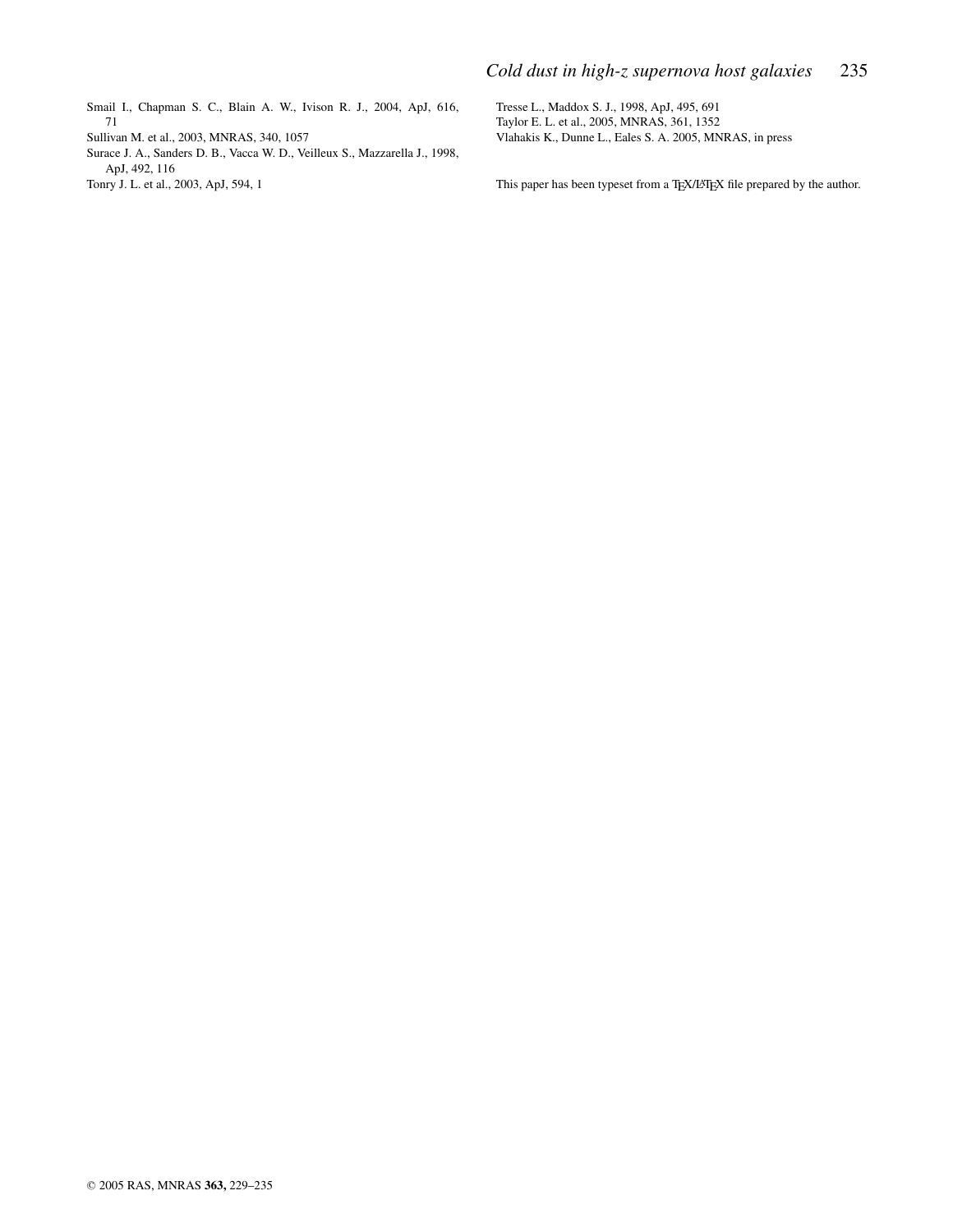Smail I., Chapman S. C., Blain A. W., Ivison R. J., 2004, ApJ, 616, 71

Sullivan M. et al., 2003, MNRAS, 340, 1057

Surace J. A., Sanders D. B., Vacca W. D., Veilleux S., Mazzarella J., 1998, ApJ, 492, 116

Tonry J. L. et al., 2003, ApJ, 594, 1

Tresse L., Maddox S. J., 1998, ApJ, 495, 691

Taylor E. L. et al., 2005, MNRAS, 361, 1352

Vlahakis K., Dunne L., Eales S. A. 2005, MNRAS, in press

This paper has been typeset from a TEX/LATEX file prepared by the author.